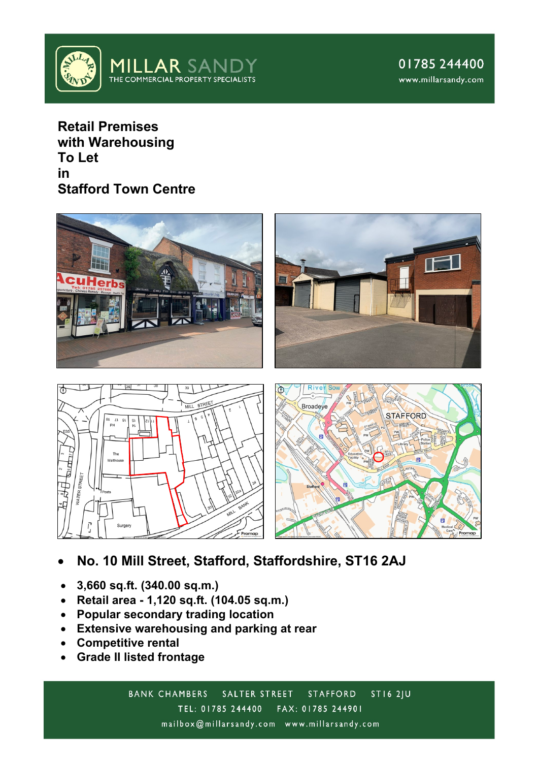# MILLAR SANDY

THE COMMERCIAL PROPERTY SPECIALISTS

01785 244400

www.millarsandy.com

## Retail Premises with Warehousing To Let in Stafford Town Centre

- **No. 10 Mill Street, Stafford, Staffordshire, ST16 2AJ**

- **3,660 sq.ft. (340.00 sq.m.)**
- **Retail area - 1,120 sq.ft. (104.05 sq.m.)**
- **Popular secondary trading location**
- **Extensive warehousing and parking at rear**
- **Competitive rental**
- **Grade II listed frontage**

BANK CHAMBERS SALTER STREET STAFFORD ST16 2JU

TEL: 01785 244400 FAX: 01785 244901

mailbox@millarsandy.com www.millarsandy.com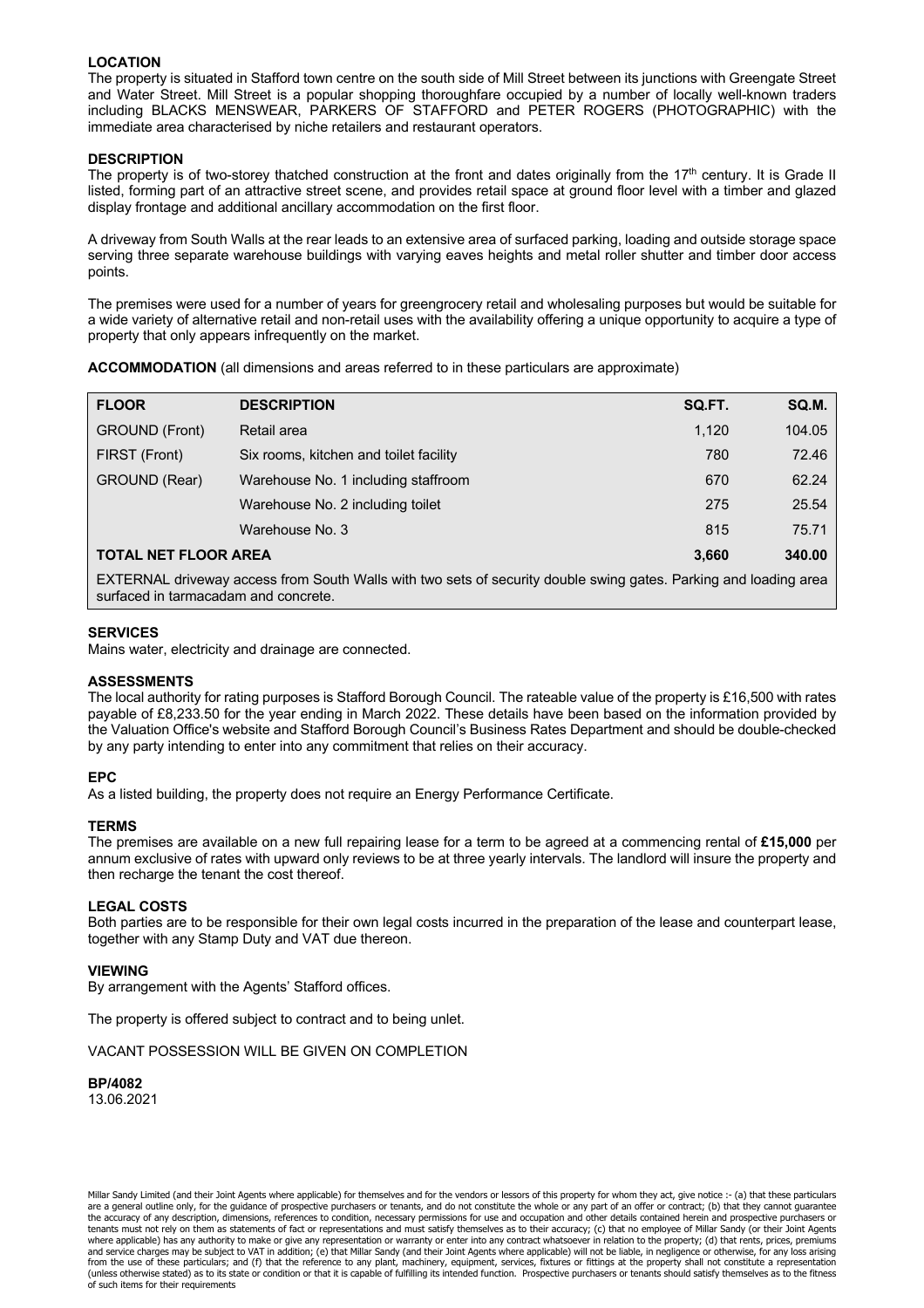**LOCATION**

The property is situated in Stafford town centre on the south side of Mill Street between its junctions with Greengate Street and Water Street. Mill Street is a popular shopping thoroughfare occupied by a number of locally well-known traders including BLACKS MENSWEAR, PARKERS OF STAFFORD and PETER ROGERS (PHOTOGRAPHIC) with the immediate area characterised by niche retailers and restaurant operators.

**DESCRIPTION**

The property is of two-storey thatched construction at the front and dates originally from the 17th century. It is Grade II listed, forming part of an attractive street scene, and provides retail space at ground floor level with a timber and glazed display frontage and additional ancillary accommodation on the first floor.

A driveway from South Walls at the rear leads to an extensive area of surfaced parking, loading and outside storage space serving three separate warehouse buildings with varying eaves heights and metal roller shutter and timber door access points.

The premises were used for a number of years for greengrocery retail and wholesaling purposes but would be suitable for a wide variety of alternative retail and non-retail uses with the availability offering a unique opportunity to acquire a type of property that only appears infrequently on the market.

**ACCOMMODATION** (all dimensions and areas referred to in these particulars are approximate)

| FLOOR | DESCRIPTION | SQ.FT. | SQ.M. |
|---|---|---|---|
| GROUND (Front) | Retail area | 1,120 | 104.05 |
| FIRST (Front) | Six rooms, kitchen and toilet facility | 780 | 72.46 |
| GROUND (Rear) | Warehouse No. 1 including staffroom | 670 | 62.24 |
| | Warehouse No. 2 including toilet | 275 | 25.54 |
| | Warehouse No. 3 | 815 | 75.71 |
| **TOTAL NET FLOOR AREA** | | **3,660** | **340.00** |
| EXTERNAL driveway access from South Walls with two sets of security double swing gates. Parking and loading area surfaced in tarmacadam and concrete. | | | |

**SERVICES**

Mains water, electricity and drainage are connected.

**ASSESSMENTS**

The local authority for rating purposes is Stafford Borough Council. The rateable value of the property is £16,500 with rates payable of £8,233.50 for the year ending in March 2022. These details have been based on the information provided by the Valuation Office's website and Stafford Borough Council's Business Rates Department and should be double-checked by any party intending to enter into any commitment that relies on their accuracy.

**EPC**

As a listed building, the property does not require an Energy Performance Certificate.

**TERMS**

The premises are available on a new full repairing lease for a term to be agreed at a commencing rental of **£15,000** per annum exclusive of rates with upward only reviews to be at three yearly intervals. The landlord will insure the property and then recharge the tenant the cost thereof.

**LEGAL COSTS**

Both parties are to be responsible for their own legal costs incurred in the preparation of the lease and counterpart lease, together with any Stamp Duty and VAT due thereon.

**VIEWING**

By arrangement with the Agents' Stafford offices.

The property is offered subject to contract and to being unlet.

VACANT POSSESSION WILL BE GIVEN ON COMPLETION

**BP/4082**
13.06.2021

Millar Sandy Limited (and their Joint Agents where applicable) for themselves and for the vendors or lessors of this property for whom they act, give notice :- (a) that these particulars are a general outline only, for the guidance of prospective purchasers or tenants, and do not constitute the whole or any part of an offer or contract; (b) that they cannot guarantee the accuracy of any description, dimensions, references to condition, necessary permissions for use and occupation and other details contained herein and prospective purchasers or tenants must not rely on them as statements of fact or representations and must satisfy themselves as to their accuracy; (c) that no employee of Millar Sandy (or their Joint Agents where applicable) has any authority to make or give any representation or warranty or enter into any contract whatsoever in relation to the property; (d) that rents, prices, premiums and service charges may be subject to VAT in addition; (e) that Millar Sandy (and their Joint Agents where applicable) will not be liable, in negligence or otherwise, for any loss arising from the use of these particulars; and (f) that the reference to any plant, machinery, equipment, services, fixtures or fittings at the property shall not constitute a representation (unless otherwise stated) as to its state or condition or that it is capable of fulfilling its intended function. Prospective purchasers or tenants should satisfy themselves as to the fitness of such items for their requirements